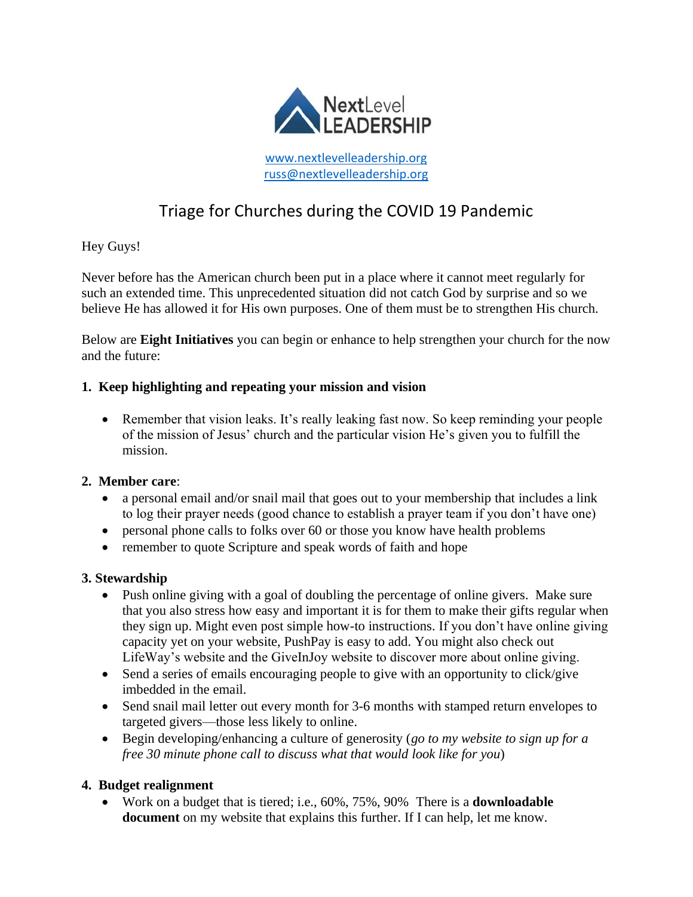NextLevel LEADERSHIP

www.nextlevelleadership.org
russ@nextlevelleadership.org

# Triage for Churches during the COVID 19 Pandemic

Hey Guys!

Never before has the American church been put in a place where it cannot meet regularly for such an extended time. This unprecedented situation did not catch God by surprise and so we believe He has allowed it for His own purposes. One of them must be to strengthen His church.

Below are **Eight Initiatives** you can begin or enhance to help strengthen your church for the now and the future:

**1. Keep highlighting and repeating your mission and vision**

- Remember that vision leaks. It's really leaking fast now. So keep reminding your people of the mission of Jesus' church and the particular vision He's given you to fulfill the mission.

**2. Member care**:

- a personal email and/or snail mail that goes out to your membership that includes a link to log their prayer needs (good chance to establish a prayer team if you don't have one)
- personal phone calls to folks over 60 or those you know have health problems
- remember to quote Scripture and speak words of faith and hope

**3. Stewardship**

- Push online giving with a goal of doubling the percentage of online givers. Make sure that you also stress how easy and important it is for them to make their gifts regular when they sign up. Might even post simple how-to instructions. If you don't have online giving capacity yet on your website, PushPay is easy to add. You might also check out LifeWay's website and the GiveInJoy website to discover more about online giving.
- Send a series of emails encouraging people to give with an opportunity to click/give imbedded in the email.
- Send snail mail letter out every month for 3-6 months with stamped return envelopes to targeted givers—those less likely to online.
- Begin developing/enhancing a culture of generosity (*go to my website to sign up for a free 30 minute phone call to discuss what that would look like for you*)

**4. Budget realignment**

- Work on a budget that is tiered; i.e., 60%, 75%, 90% There is a **downloadable document** on my website that explains this further. If I can help, let me know.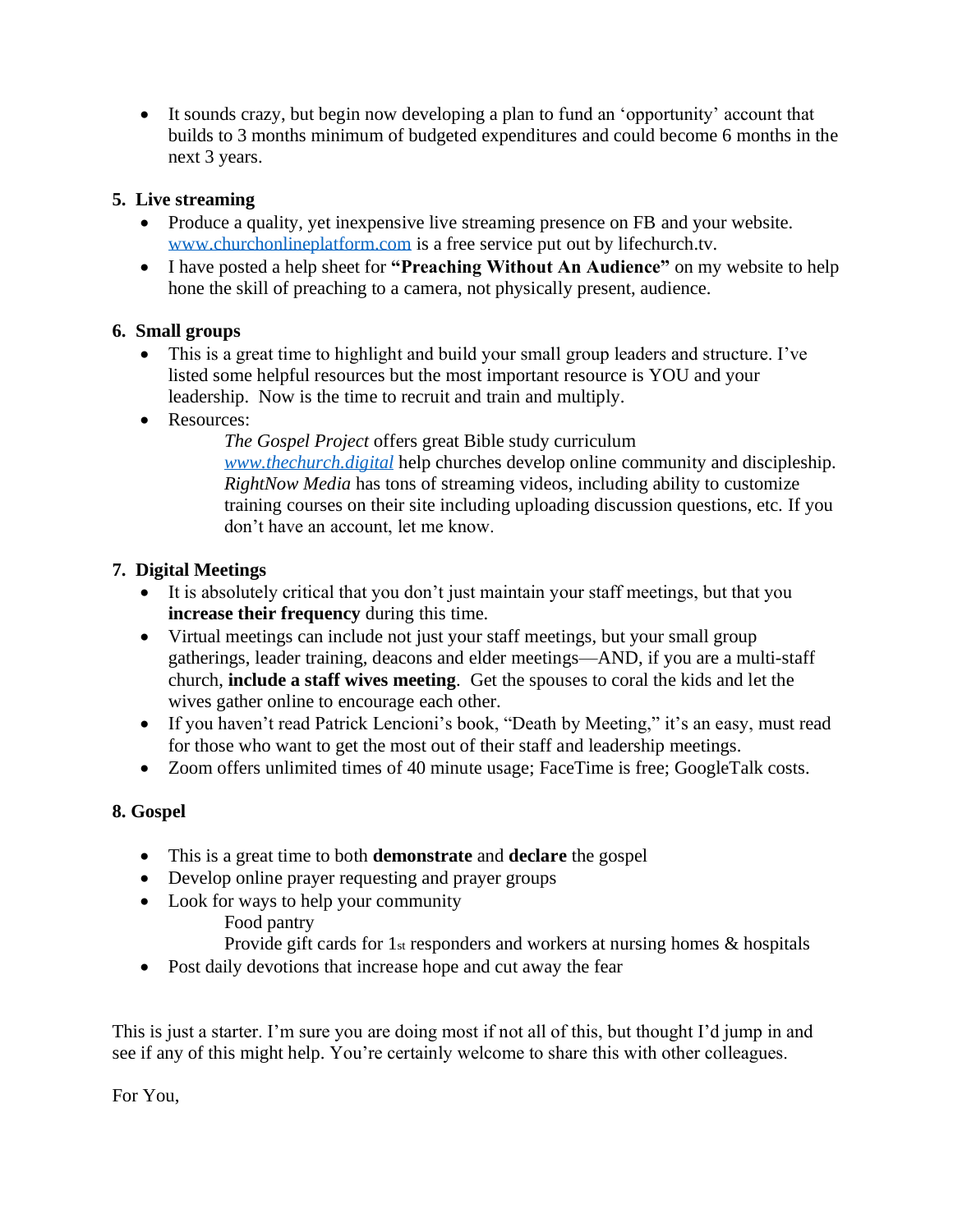- It sounds crazy, but begin now developing a plan to fund an 'opportunity' account that builds to 3 months minimum of budgeted expenditures and could become 6 months in the next 3 years.

5. **Live streaming**
   - Produce a quality, yet inexpensive live streaming presence on FB and your website. [www.churchonlineplatform.com](http://www.churchonlineplatform.com) is a free service put out by lifechurch.tv.
   - I have posted a help sheet for **"Preaching Without An Audience"** on my website to help hone the skill of preaching to a camera, not physically present, audience.

6. **Small groups**
   - This is a great time to highlight and build your small group leaders and structure. I've listed some helpful resources but the most important resource is YOU and your leadership. Now is the time to recruit and train and multiply.
   - Resources:

     *The Gospel Project* offers great Bible study curriculum
     *[www.thechurch.digital](http://www.thechurch.digital)* help churches develop online community and discipleship.
     *RightNow Media* has tons of streaming videos, including ability to customize training courses on their site including uploading discussion questions, etc. If you don't have an account, let me know.

7. **Digital Meetings**
   - It is absolutely critical that you don't just maintain your staff meetings, but that you **increase their frequency** during this time.
   - Virtual meetings can include not just your staff meetings, but your small group gatherings, leader training, deacons and elder meetings—AND, if you are a multi-staff church, **include a staff wives meeting**. Get the spouses to coral the kids and let the wives gather online to encourage each other.
   - If you haven't read Patrick Lencioni's book, "Death by Meeting," it's an easy, must read for those who want to get the most out of their staff and leadership meetings.
   - Zoom offers unlimited times of 40 minute usage; FaceTime is free; GoogleTalk costs.

**8. Gospel**

- This is a great time to both **demonstrate** and **declare** the gospel
- Develop online prayer requesting and prayer groups
- Look for ways to help your community

  Food pantry
  Provide gift cards for 1st responders and workers at nursing homes & hospitals
- Post daily devotions that increase hope and cut away the fear

This is just a starter. I'm sure you are doing most if not all of this, but thought I'd jump in and see if any of this might help. You're certainly welcome to share this with other colleagues.

For You,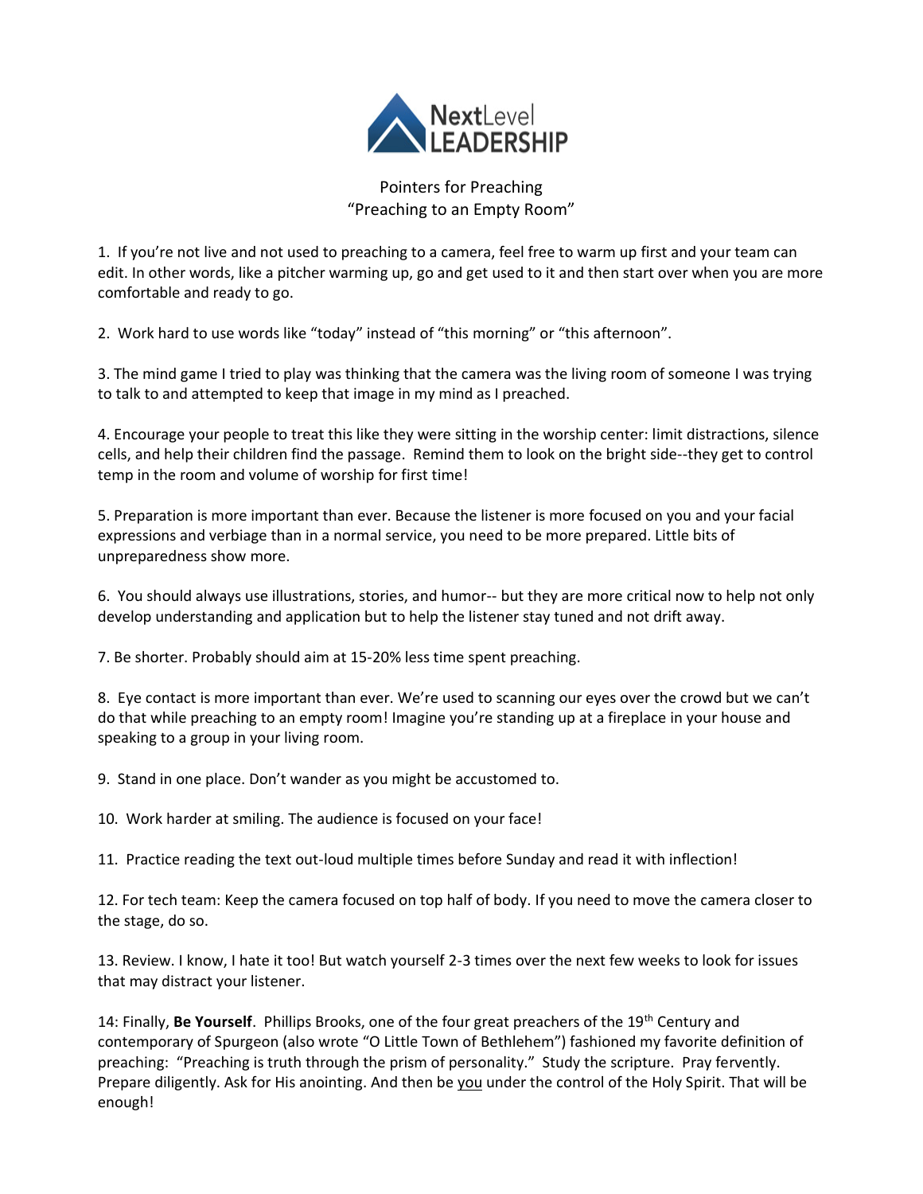NextLevel LEADERSHIP

# Pointers for Preaching
## "Preaching to an Empty Room"

1. If you're not live and not used to preaching to a camera, feel free to warm up first and your team can edit. In other words, like a pitcher warming up, go and get used to it and then start over when you are more comfortable and ready to go.

2. Work hard to use words like "today" instead of "this morning" or "this afternoon".

3. The mind game I tried to play was thinking that the camera was the living room of someone I was trying to talk to and attempted to keep that image in my mind as I preached.

4. Encourage your people to treat this like they were sitting in the worship center: limit distractions, silence cells, and help their children find the passage. Remind them to look on the bright side--they get to control temp in the room and volume of worship for first time!

5. Preparation is more important than ever. Because the listener is more focused on you and your facial expressions and verbiage than in a normal service, you need to be more prepared. Little bits of unpreparedness show more.

6. You should always use illustrations, stories, and humor-- but they are more critical now to help not only develop understanding and application but to help the listener stay tuned and not drift away.

7. Be shorter. Probably should aim at 15-20% less time spent preaching.

8. Eye contact is more important than ever. We're used to scanning our eyes over the crowd but we can't do that while preaching to an empty room! Imagine you're standing up at a fireplace in your house and speaking to a group in your living room.

9. Stand in one place. Don't wander as you might be accustomed to.

10. Work harder at smiling. The audience is focused on your face!

11. Practice reading the text out-loud multiple times before Sunday and read it with inflection!

12. For tech team: Keep the camera focused on top half of body. If you need to move the camera closer to the stage, do so.

13. Review. I know, I hate it too! But watch yourself 2-3 times over the next few weeks to look for issues that may distract your listener.

14: Finally, **Be Yourself**. Phillips Brooks, one of the four great preachers of the 19th Century and contemporary of Spurgeon (also wrote "O Little Town of Bethlehem") fashioned my favorite definition of preaching: "Preaching is truth through the prism of personality." Study the scripture. Pray fervently. Prepare diligently. Ask for His anointing. And then be <u>you</u> under the control of the Holy Spirit. That will be enough!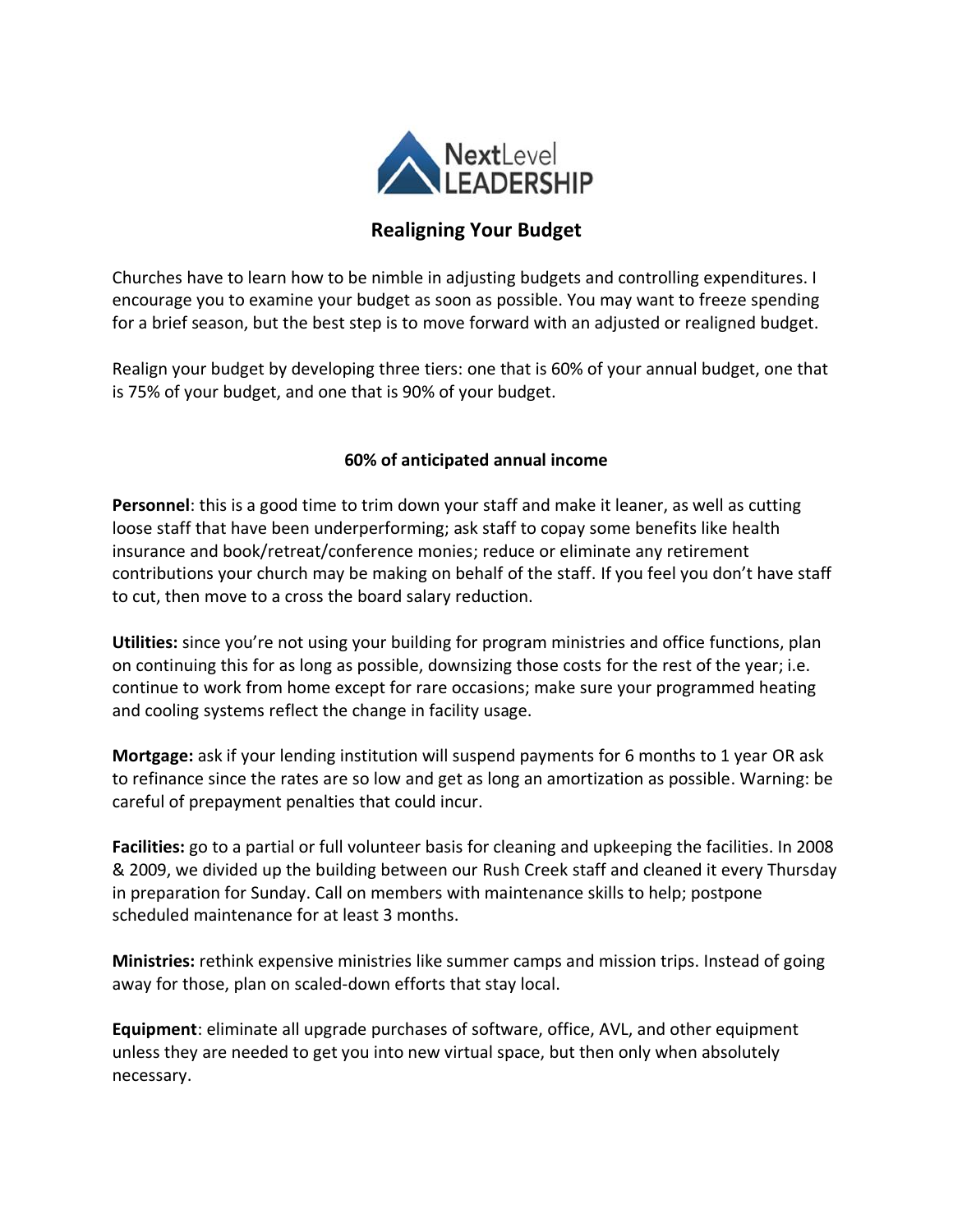# Realigning Your Budget

Churches have to learn how to be nimble in adjusting budgets and controlling expenditures. I encourage you to examine your budget as soon as possible. You may want to freeze spending for a brief season, but the best step is to move forward with an adjusted or realigned budget.

Realign your budget by developing three tiers: one that is 60% of your annual budget, one that is 75% of your budget, and one that is 90% of your budget.

## 60% of anticipated annual income

**Personnel**: this is a good time to trim down your staff and make it leaner, as well as cutting loose staff that have been underperforming; ask staff to copay some benefits like health insurance and book/retreat/conference monies; reduce or eliminate any retirement contributions your church may be making on behalf of the staff. If you feel you don't have staff to cut, then move to a cross the board salary reduction.

**Utilities:** since you're not using your building for program ministries and office functions, plan on continuing this for as long as possible, downsizing those costs for the rest of the year; i.e. continue to work from home except for rare occasions; make sure your programmed heating and cooling systems reflect the change in facility usage.

**Mortgage:** ask if your lending institution will suspend payments for 6 months to 1 year OR ask to refinance since the rates are so low and get as long an amortization as possible. Warning: be careful of prepayment penalties that could incur.

**Facilities:** go to a partial or full volunteer basis for cleaning and upkeeping the facilities. In 2008 & 2009, we divided up the building between our Rush Creek staff and cleaned it every Thursday in preparation for Sunday. Call on members with maintenance skills to help; postpone scheduled maintenance for at least 3 months.

**Ministries:** rethink expensive ministries like summer camps and mission trips. Instead of going away for those, plan on scaled-down efforts that stay local.

**Equipment**: eliminate all upgrade purchases of software, office, AVL, and other equipment unless they are needed to get you into new virtual space, but then only when absolutely necessary.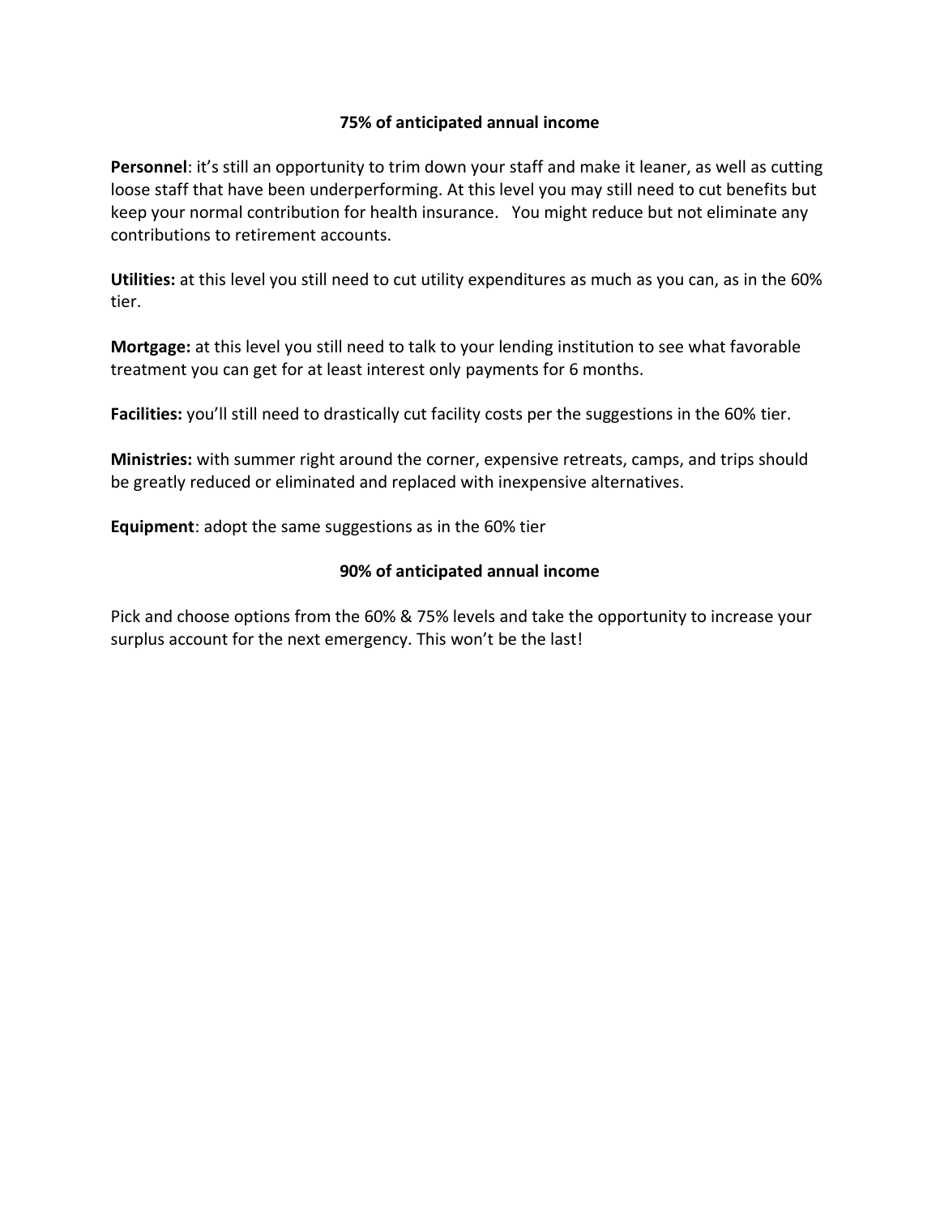**75% of anticipated annual income**

**Personnel**: it's still an opportunity to trim down your staff and make it leaner, as well as cutting loose staff that have been underperforming. At this level you may still need to cut benefits but keep your normal contribution for health insurance. You might reduce but not eliminate any contributions to retirement accounts.

**Utilities:** at this level you still need to cut utility expenditures as much as you can, as in the 60% tier.

**Mortgage:** at this level you still need to talk to your lending institution to see what favorable treatment you can get for at least interest only payments for 6 months.

**Facilities:** you'll still need to drastically cut facility costs per the suggestions in the 60% tier.

**Ministries:** with summer right around the corner, expensive retreats, camps, and trips should be greatly reduced or eliminated and replaced with inexpensive alternatives.

**Equipment**: adopt the same suggestions as in the 60% tier

**90% of anticipated annual income**

Pick and choose options from the 60% & 75% levels and take the opportunity to increase your surplus account for the next emergency. This won't be the last!